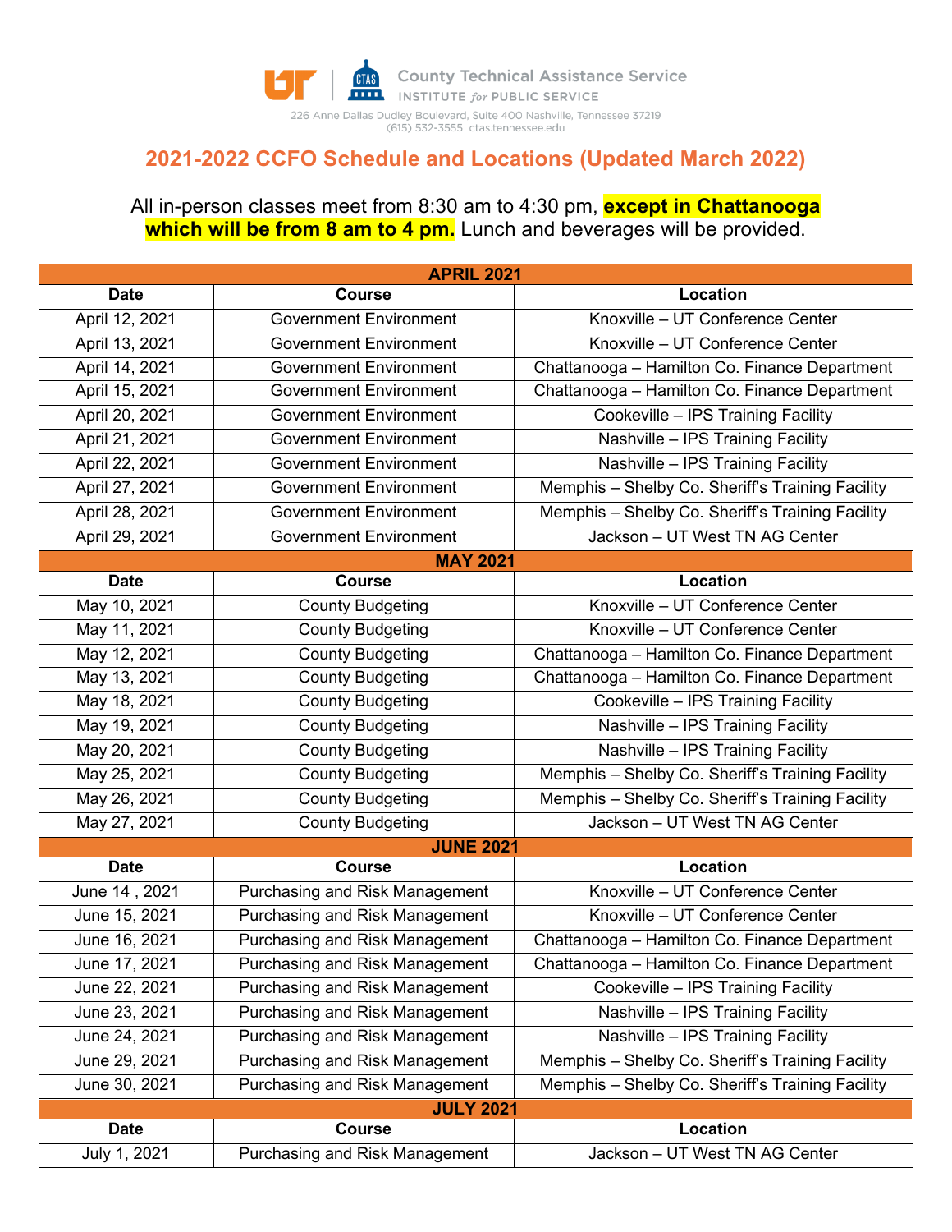County Technical Assistance Service
INSTITUTE *for* PUBLIC SERVICE
226 Anne Dallas Dudley Boulevard, Suite 400 Nashville, Tennessee 37219
(615) 532-3555 ctas.tennessee.edu

# 2021-2022 CCFO Schedule and Locations (Updated March 2022)

All in-person classes meet from 8:30 am to 4:30 pm, **except in Chattanooga which will be from 8 am to 4 pm.** Lunch and beverages will be provided.

| Date | Course | Location |
|---|---|---|
| **APRIL 2021** | | |
| April 12, 2021 | Government Environment | Knoxville – UT Conference Center |
| April 13, 2021 | Government Environment | Knoxville – UT Conference Center |
| April 14, 2021 | Government Environment | Chattanooga – Hamilton Co. Finance Department |
| April 15, 2021 | Government Environment | Chattanooga – Hamilton Co. Finance Department |
| April 20, 2021 | Government Environment | Cookeville – IPS Training Facility |
| April 21, 2021 | Government Environment | Nashville – IPS Training Facility |
| April 22, 2021 | Government Environment | Nashville – IPS Training Facility |
| April 27, 2021 | Government Environment | Memphis – Shelby Co. Sheriff's Training Facility |
| April 28, 2021 | Government Environment | Memphis – Shelby Co. Sheriff's Training Facility |
| April 29, 2021 | Government Environment | Jackson – UT West TN AG Center |
| **MAY 2021** | | |
| **Date** | **Course** | **Location** |
| May 10, 2021 | County Budgeting | Knoxville – UT Conference Center |
| May 11, 2021 | County Budgeting | Knoxville – UT Conference Center |
| May 12, 2021 | County Budgeting | Chattanooga – Hamilton Co. Finance Department |
| May 13, 2021 | County Budgeting | Chattanooga – Hamilton Co. Finance Department |
| May 18, 2021 | County Budgeting | Cookeville – IPS Training Facility |
| May 19, 2021 | County Budgeting | Nashville – IPS Training Facility |
| May 20, 2021 | County Budgeting | Nashville – IPS Training Facility |
| May 25, 2021 | County Budgeting | Memphis – Shelby Co. Sheriff's Training Facility |
| May 26, 2021 | County Budgeting | Memphis – Shelby Co. Sheriff's Training Facility |
| May 27, 2021 | County Budgeting | Jackson – UT West TN AG Center |
| **JUNE 2021** | | |
| **Date** | **Course** | **Location** |
| June 14 , 2021 | Purchasing and Risk Management | Knoxville – UT Conference Center |
| June 15, 2021 | Purchasing and Risk Management | Knoxville – UT Conference Center |
| June 16, 2021 | Purchasing and Risk Management | Chattanooga – Hamilton Co. Finance Department |
| June 17, 2021 | Purchasing and Risk Management | Chattanooga – Hamilton Co. Finance Department |
| June 22, 2021 | Purchasing and Risk Management | Cookeville – IPS Training Facility |
| June 23, 2021 | Purchasing and Risk Management | Nashville – IPS Training Facility |
| June 24, 2021 | Purchasing and Risk Management | Nashville – IPS Training Facility |
| June 29, 2021 | Purchasing and Risk Management | Memphis – Shelby Co. Sheriff's Training Facility |
| June 30, 2021 | Purchasing and Risk Management | Memphis – Shelby Co. Sheriff's Training Facility |
| **JULY 2021** | | |
| **Date** | **Course** | **Location** |
| July 1, 2021 | Purchasing and Risk Management | Jackson – UT West TN AG Center |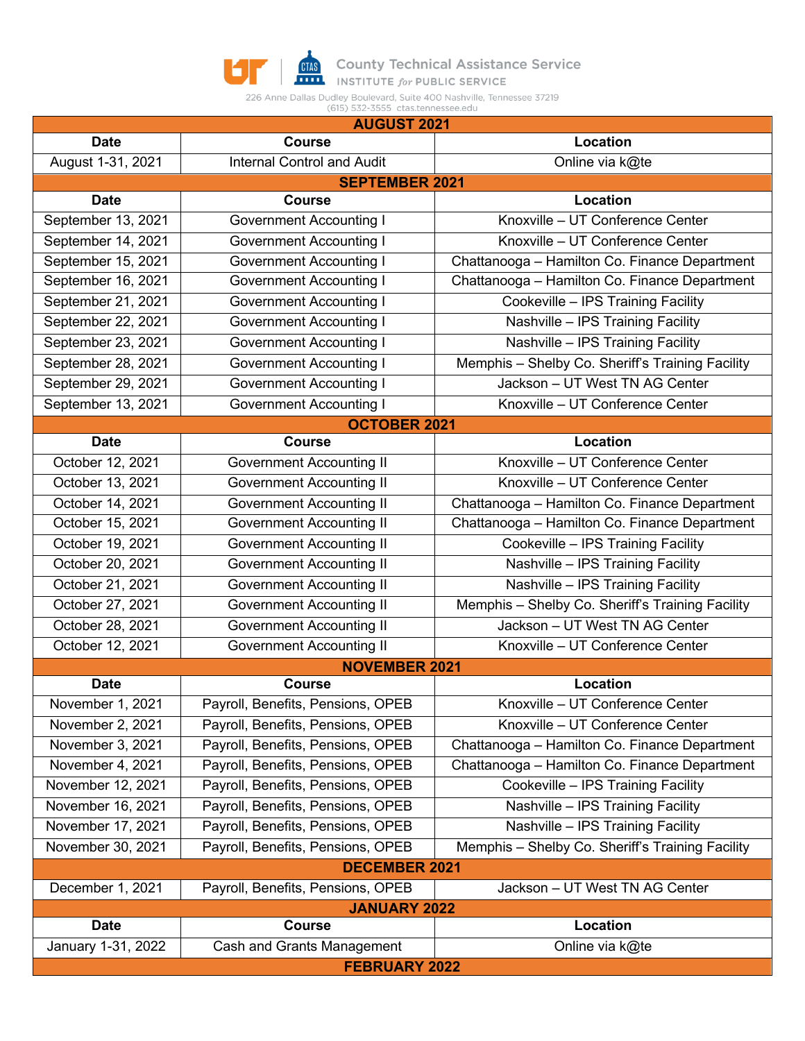County Technical Assistance Service
INSTITUTE for PUBLIC SERVICE
226 Anne Dallas Dudley Boulevard, Suite 400 Nashville, Tennessee 37219
(615) 532-3555 ctas.tennessee.edu

| AUGUST 2021 | | |
|---|---|---|
| **Date** | **Course** | **Location** |
| August 1-31, 2021 | Internal Control and Audit | Online via k@te |
| **SEPTEMBER 2021** | | |
| **Date** | **Course** | **Location** |
| September 13, 2021 | Government Accounting I | Knoxville – UT Conference Center |
| September 14, 2021 | Government Accounting I | Knoxville – UT Conference Center |
| September 15, 2021 | Government Accounting I | Chattanooga – Hamilton Co. Finance Department |
| September 16, 2021 | Government Accounting I | Chattanooga – Hamilton Co. Finance Department |
| September 21, 2021 | Government Accounting I | Cookeville – IPS Training Facility |
| September 22, 2021 | Government Accounting I | Nashville – IPS Training Facility |
| September 23, 2021 | Government Accounting I | Nashville – IPS Training Facility |
| September 28, 2021 | Government Accounting I | Memphis – Shelby Co. Sheriff's Training Facility |
| September 29, 2021 | Government Accounting I | Jackson – UT West TN AG Center |
| September 13, 2021 | Government Accounting I | Knoxville – UT Conference Center |
| **OCTOBER 2021** | | |
| **Date** | **Course** | **Location** |
| October 12, 2021 | Government Accounting II | Knoxville – UT Conference Center |
| October 13, 2021 | Government Accounting II | Knoxville – UT Conference Center |
| October 14, 2021 | Government Accounting II | Chattanooga – Hamilton Co. Finance Department |
| October 15, 2021 | Government Accounting II | Chattanooga – Hamilton Co. Finance Department |
| October 19, 2021 | Government Accounting II | Cookeville – IPS Training Facility |
| October 20, 2021 | Government Accounting II | Nashville – IPS Training Facility |
| October 21, 2021 | Government Accounting II | Nashville – IPS Training Facility |
| October 27, 2021 | Government Accounting II | Memphis – Shelby Co. Sheriff's Training Facility |
| October 28, 2021 | Government Accounting II | Jackson – UT West TN AG Center |
| October 12, 2021 | Government Accounting II | Knoxville – UT Conference Center |
| **NOVEMBER 2021** | | |
| **Date** | **Course** | **Location** |
| November 1, 2021 | Payroll, Benefits, Pensions, OPEB | Knoxville – UT Conference Center |
| November 2, 2021 | Payroll, Benefits, Pensions, OPEB | Knoxville – UT Conference Center |
| November 3, 2021 | Payroll, Benefits, Pensions, OPEB | Chattanooga – Hamilton Co. Finance Department |
| November 4, 2021 | Payroll, Benefits, Pensions, OPEB | Chattanooga – Hamilton Co. Finance Department |
| November 12, 2021 | Payroll, Benefits, Pensions, OPEB | Cookeville – IPS Training Facility |
| November 16, 2021 | Payroll, Benefits, Pensions, OPEB | Nashville – IPS Training Facility |
| November 17, 2021 | Payroll, Benefits, Pensions, OPEB | Nashville – IPS Training Facility |
| November 30, 2021 | Payroll, Benefits, Pensions, OPEB | Memphis – Shelby Co. Sheriff's Training Facility |
| **DECEMBER 2021** | | |
| December 1, 2021 | Payroll, Benefits, Pensions, OPEB | Jackson – UT West TN AG Center |
| **JANUARY 2022** | | |
| **Date** | **Course** | **Location** |
| January 1-31, 2022 | Cash and Grants Management | Online via k@te |
| **FEBRUARY 2022** | | |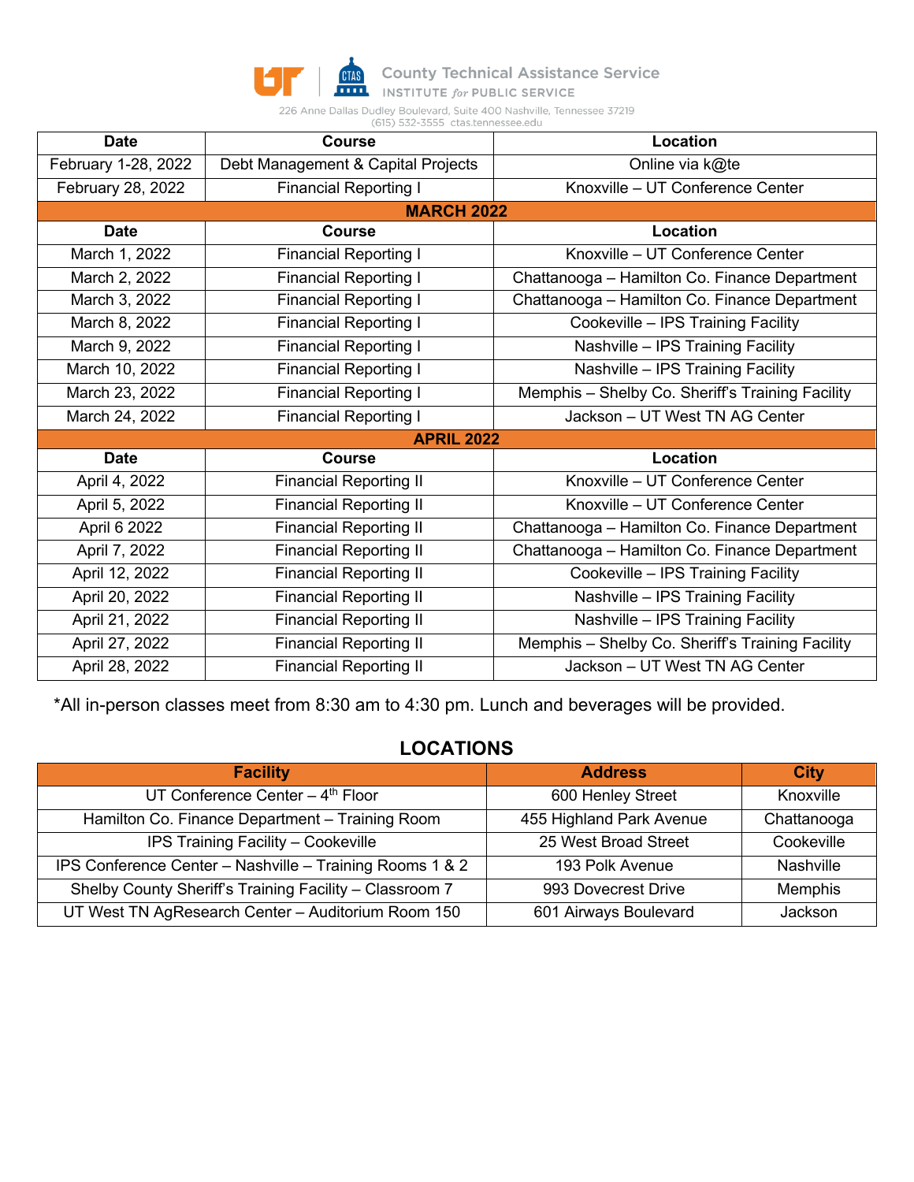County Technical Assistance Service
INSTITUTE *for* PUBLIC SERVICE
226 Anne Dallas Dudley Boulevard, Suite 400 Nashville, Tennessee 37219
(615) 532-3555 ctas.tennessee.edu

| Date | Course | Location |
|---|---|---|
| February 1-28, 2022 | Debt Management & Capital Projects | Online via k@te |
| February 28, 2022 | Financial Reporting I | Knoxville – UT Conference Center |
| **MARCH 2022** | | |
| **Date** | **Course** | **Location** |
| March 1, 2022 | Financial Reporting I | Knoxville – UT Conference Center |
| March 2, 2022 | Financial Reporting I | Chattanooga – Hamilton Co. Finance Department |
| March 3, 2022 | Financial Reporting I | Chattanooga – Hamilton Co. Finance Department |
| March 8, 2022 | Financial Reporting I | Cookeville – IPS Training Facility |
| March 9, 2022 | Financial Reporting I | Nashville – IPS Training Facility |
| March 10, 2022 | Financial Reporting I | Nashville – IPS Training Facility |
| March 23, 2022 | Financial Reporting I | Memphis – Shelby Co. Sheriff's Training Facility |
| March 24, 2022 | Financial Reporting I | Jackson – UT West TN AG Center |
| **APRIL 2022** | | |
| **Date** | **Course** | **Location** |
| April 4, 2022 | Financial Reporting II | Knoxville – UT Conference Center |
| April 5, 2022 | Financial Reporting II | Knoxville – UT Conference Center |
| April 6 2022 | Financial Reporting II | Chattanooga – Hamilton Co. Finance Department |
| April 7, 2022 | Financial Reporting II | Chattanooga – Hamilton Co. Finance Department |
| April 12, 2022 | Financial Reporting II | Cookeville – IPS Training Facility |
| April 20, 2022 | Financial Reporting II | Nashville – IPS Training Facility |
| April 21, 2022 | Financial Reporting II | Nashville – IPS Training Facility |
| April 27, 2022 | Financial Reporting II | Memphis – Shelby Co. Sheriff's Training Facility |
| April 28, 2022 | Financial Reporting II | Jackson – UT West TN AG Center |

*All in-person classes meet from 8:30 am to 4:30 pm. Lunch and beverages will be provided.

## LOCATIONS

| Facility | Address | City |
|---|---|---|
| UT Conference Center – 4th Floor | 600 Henley Street | Knoxville |
| Hamilton Co. Finance Department – Training Room | 455 Highland Park Avenue | Chattanooga |
| IPS Training Facility – Cookeville | 25 West Broad Street | Cookeville |
| IPS Conference Center – Nashville – Training Rooms 1 & 2 | 193 Polk Avenue | Nashville |
| Shelby County Sheriff's Training Facility – Classroom 7 | 993 Dovecrest Drive | Memphis |
| UT West TN AgResearch Center – Auditorium Room 150 | 601 Airways Boulevard | Jackson |